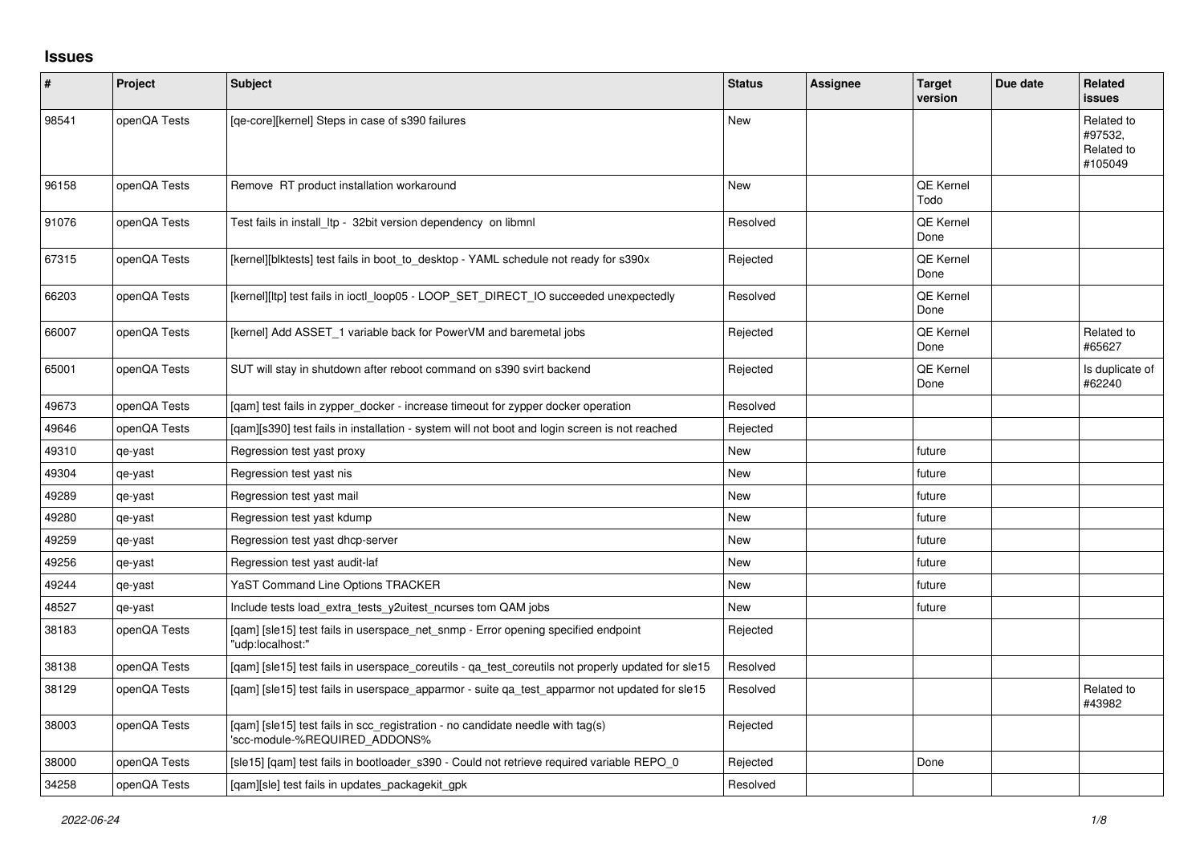## Issues

| # | Project | Subject | Status | Assignee | Target version | Due date | Related issues |
|---|---|---|---|---|---|---|---|
| 98541 | openQA Tests | [qe-core][kernel] Steps in case of s390 failures | New | | | | Related to #97532, Related to #105049 |
| 96158 | openQA Tests | Remove RT product installation workaround | New | | QE Kernel Todo | | |
| 91076 | openQA Tests | Test fails in install_ltp - 32bit version dependency on libmnl | Resolved | | QE Kernel Done | | |
| 67315 | openQA Tests | [kernel][blktests] test fails in boot_to_desktop - YAML schedule not ready for s390x | Rejected | | QE Kernel Done | | |
| 66203 | openQA Tests | [kernel][ltp] test fails in ioctl_loop05 - LOOP_SET_DIRECT_IO succeeded unexpectedly | Resolved | | QE Kernel Done | | |
| 66007 | openQA Tests | [kernel] Add ASSET_1 variable back for PowerVM and baremetal jobs | Rejected | | QE Kernel Done | | Related to #65627 |
| 65001 | openQA Tests | SUT will stay in shutdown after reboot command on s390 svirt backend | Rejected | | QE Kernel Done | | Is duplicate of #62240 |
| 49673 | openQA Tests | [qam] test fails in zypper_docker - increase timeout for zypper docker operation | Resolved | | | | |
| 49646 | openQA Tests | [qam][s390] test fails in installation - system will not boot and login screen is not reached | Rejected | | | | |
| 49310 | qe-yast | Regression test yast proxy | New | | future | | |
| 49304 | qe-yast | Regression test yast nis | New | | future | | |
| 49289 | qe-yast | Regression test yast mail | New | | future | | |
| 49280 | qe-yast | Regression test yast kdump | New | | future | | |
| 49259 | qe-yast | Regression test yast dhcp-server | New | | future | | |
| 49256 | qe-yast | Regression test yast audit-laf | New | | future | | |
| 49244 | qe-yast | YaST Command Line Options TRACKER | New | | future | | |
| 48527 | qe-yast | Include tests load_extra_tests_y2uitest_ncurses tom QAM jobs | New | | future | | |
| 38183 | openQA Tests | [qam] [sle15] test fails in userspace_net_snmp - Error opening specified endpoint "udp:localhost:" | Rejected | | | | |
| 38138 | openQA Tests | [qam] [sle15] test fails in userspace_coreutils - qa_test_coreutils not properly updated for sle15 | Resolved | | | | |
| 38129 | openQA Tests | [qam] [sle15] test fails in userspace_apparmor - suite qa_test_apparmor not updated for sle15 | Resolved | | | | Related to #43982 |
| 38003 | openQA Tests | [qam] [sle15] test fails in scc_registration - no candidate needle with tag(s) 'scc-module-%REQUIRED_ADDONS% | Rejected | | | | |
| 38000 | openQA Tests | [sle15] [qam] test fails in bootloader_s390 - Could not retrieve required variable REPO_0 | Rejected | | Done | | |
| 34258 | openQA Tests | [qam][sle] test fails in updates_packagekit_gpk | Resolved | | | | |

*2022-06-24*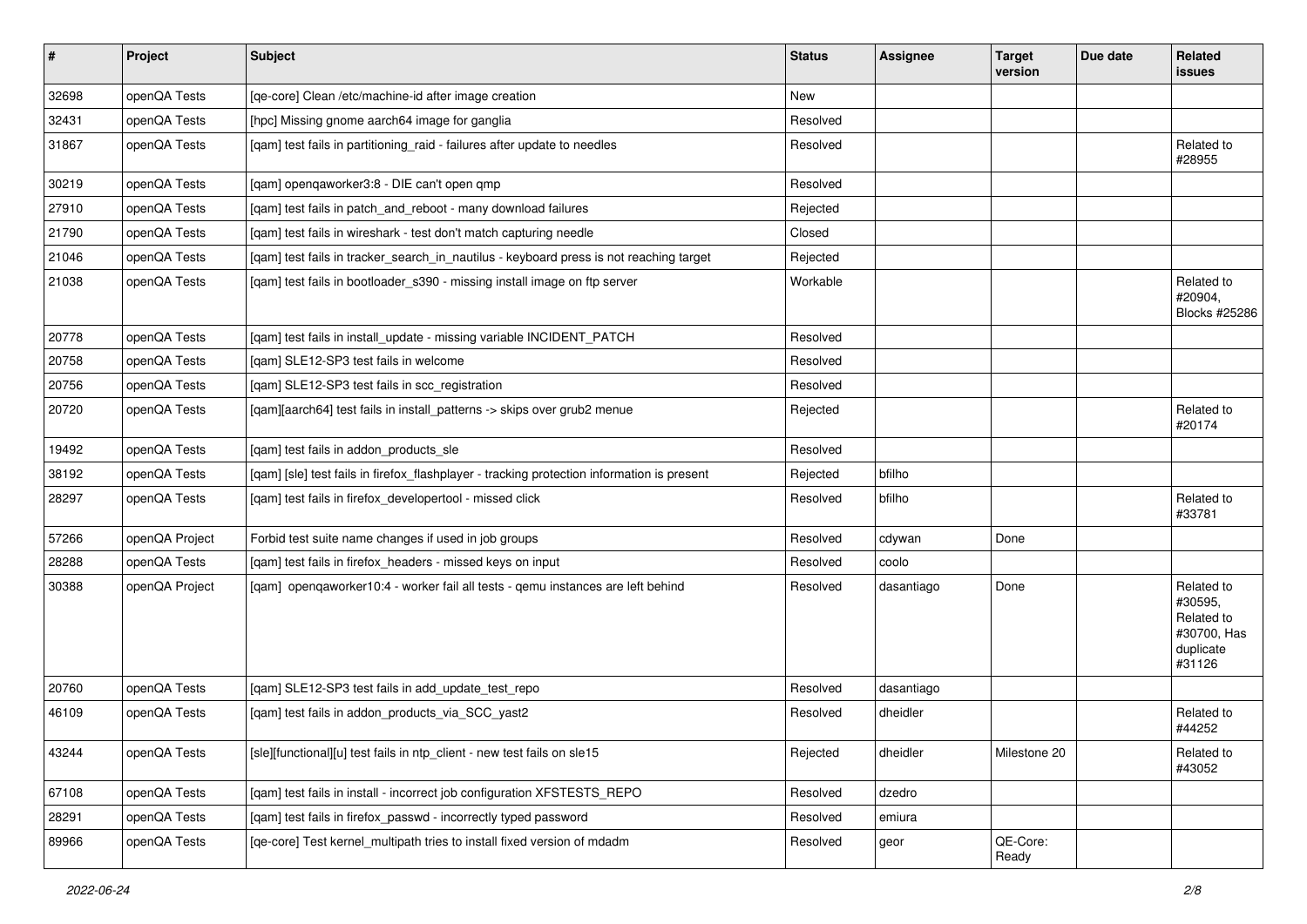| # | Project | Subject | Status | Assignee | Target version | Due date | Related issues |
|---|---|---|---|---|---|---|---|
| 32698 | openQA Tests | [qe-core] Clean /etc/machine-id after image creation | New | | | | |
| 32431 | openQA Tests | [hpc] Missing gnome aarch64 image for ganglia | Resolved | | | | |
| 31867 | openQA Tests | [qam] test fails in partitioning_raid - failures after update to needles | Resolved | | | | Related to #28955 |
| 30219 | openQA Tests | [qam] openqaworker3:8 - DIE can't open qmp | Resolved | | | | |
| 27910 | openQA Tests | [qam] test fails in patch_and_reboot - many download failures | Rejected | | | | |
| 21790 | openQA Tests | [qam] test fails in wireshark - test don't match capturing needle | Closed | | | | |
| 21046 | openQA Tests | [qam] test fails in tracker_search_in_nautilus - keyboard press is not reaching target | Rejected | | | | |
| 21038 | openQA Tests | [qam] test fails in bootloader_s390 - missing install image on ftp server | Workable | | | | Related to #20904, Blocks #25286 |
| 20778 | openQA Tests | [qam] test fails in install_update - missing variable INCIDENT_PATCH | Resolved | | | | |
| 20758 | openQA Tests | [qam] SLE12-SP3 test fails in welcome | Resolved | | | | |
| 20756 | openQA Tests | [qam] SLE12-SP3 test fails in scc_registration | Resolved | | | | |
| 20720 | openQA Tests | [qam][aarch64] test fails in install_patterns -> skips over grub2 menue | Rejected | | | | Related to #20174 |
| 19492 | openQA Tests | [qam] test fails in addon_products_sle | Resolved | | | | |
| 38192 | openQA Tests | [qam] [sle] test fails in firefox_flashplayer - tracking protection information is present | Rejected | bfilho | | | |
| 28297 | openQA Tests | [qam] test fails in firefox_developertool - missed click | Resolved | bfilho | | | Related to #33781 |
| 57266 | openQA Project | Forbid test suite name changes if used in job groups | Resolved | cdywan | Done | | |
| 28288 | openQA Tests | [qam] test fails in firefox_headers - missed keys on input | Resolved | coolo | | | |
| 30388 | openQA Project | [qam] openqaworker10:4 - worker fail all tests - qemu instances are left behind | Resolved | dasantiago | Done | | Related to #30595, Related to #30700, Has duplicate #31126 |
| 20760 | openQA Tests | [qam] SLE12-SP3 test fails in add_update_test_repo | Resolved | dasantiago | | | |
| 46109 | openQA Tests | [qam] test fails in addon_products_via_SCC_yast2 | Resolved | dheidler | | | Related to #44252 |
| 43244 | openQA Tests | [sle][functional][u] test fails in ntp_client - new test fails on sle15 | Rejected | dheidler | Milestone 20 | | Related to #43052 |
| 67108 | openQA Tests | [qam] test fails in install - incorrect job configuration XFSTESTS_REPO | Resolved | dzedro | | | |
| 28291 | openQA Tests | [qam] test fails in firefox_passwd - incorrectly typed password | Resolved | emiura | | | |
| 89966 | openQA Tests | [qe-core] Test kernel_multipath tries to install fixed version of mdadm | Resolved | geor | QE-Core: Ready | | |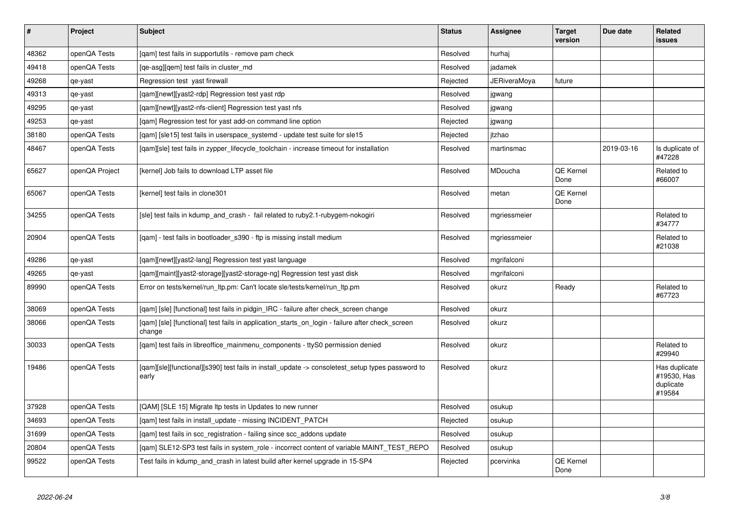| # | Project | Subject | Status | Assignee | Target version | Due date | Related issues |
|---|---|---|---|---|---|---|---|
| 48362 | openQA Tests | [qam] test fails in supportutils - remove pam check | Resolved | hurhaj | | | |
| 49418 | openQA Tests | [qe-asg][qem] test fails in cluster_md | Resolved | jadamek | | | |
| 49268 | qe-yast | Regression test yast firewall | Rejected | JERiveraMoya | future | | |
| 49313 | qe-yast | [qam][newt][yast2-rdp] Regression test yast rdp | Resolved | jgwang | | | |
| 49295 | qe-yast | [qam][newt][yast2-nfs-client] Regression test yast nfs | Resolved | jgwang | | | |
| 49253 | qe-yast | [qam] Regression test for yast add-on command line option | Rejected | jgwang | | | |
| 38180 | openQA Tests | [qam] [sle15] test fails in userspace_systemd - update test suite for sle15 | Rejected | jtzhao | | | |
| 48467 | openQA Tests | [qam][sle] test fails in zypper_lifecycle_toolchain - increase timeout for installation | Resolved | martinsmac | | 2019-03-16 | Is duplicate of #47228 |
| 65627 | openQA Project | [kernel] Job fails to download LTP asset file | Resolved | MDoucha | QE Kernel Done | | Related to #66007 |
| 65067 | openQA Tests | [kernel] test fails in clone301 | Resolved | metan | QE Kernel Done | | |
| 34255 | openQA Tests | [sle] test fails in kdump_and_crash - fail related to ruby2.1-rubygem-nokogiri | Resolved | mgriessmeier | | | Related to #34777 |
| 20904 | openQA Tests | [qam] - test fails in bootloader_s390 - ftp is missing install medium | Resolved | mgriessmeier | | | Related to #21038 |
| 49286 | qe-yast | [qam][newt][yast2-lang] Regression test yast language | Resolved | mgrifalconi | | | |
| 49265 | qe-yast | [qam][maint][yast2-storage][yast2-storage-ng] Regression test yast disk | Resolved | mgrifalconi | | | |
| 89990 | openQA Tests | Error on tests/kernel/run_ltp.pm: Can't locate sle/tests/kernel/run_ltp.pm | Resolved | okurz | Ready | | Related to #67723 |
| 38069 | openQA Tests | [qam] [sle] [functional] test fails in pidgin_IRC - failure after check_screen change | Resolved | okurz | | | |
| 38066 | openQA Tests | [qam] [sle] [functional] test fails in application_starts_on_login - failure after check_screen change | Resolved | okurz | | | |
| 30033 | openQA Tests | [qam] test fails in libreoffice_mainmenu_components - ttyS0 permission denied | Resolved | okurz | | | Related to #29940 |
| 19486 | openQA Tests | [qam][sle][functional][s390] test fails in install_update -> consoletest_setup types password to early | Resolved | okurz | | | Has duplicate #19530, Has duplicate #19584 |
| 37928 | openQA Tests | [QAM] [SLE 15] Migrate ltp tests in Updates to new runner | Resolved | osukup | | | |
| 34693 | openQA Tests | [qam] test fails in install_update - missing INCIDENT_PATCH | Rejected | osukup | | | |
| 31699 | openQA Tests | [qam] test fails in scc_registration - failing since scc_addons update | Resolved | osukup | | | |
| 20804 | openQA Tests | [qam] SLE12-SP3 test fails in system_role - incorrect content of variable MAINT_TEST_REPO | Resolved | osukup | | | |
| 99522 | openQA Tests | Test fails in kdump_and_crash in latest build after kernel upgrade in 15-SP4 | Rejected | pcervinka | QE Kernel Done | | |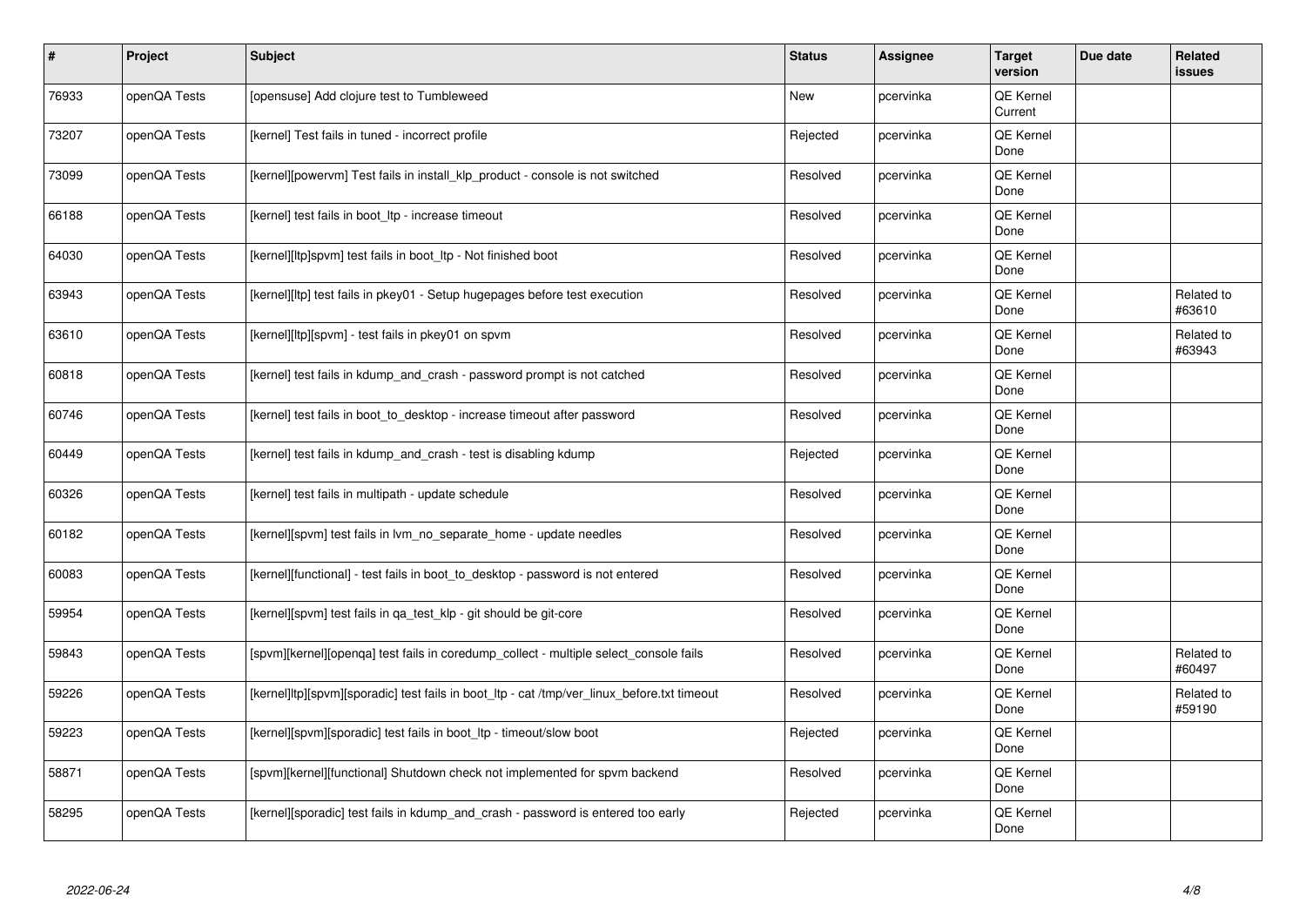| # | Project | Subject | Status | Assignee | Target version | Due date | Related issues |
|---|---|---|---|---|---|---|---|
| 76933 | openQA Tests | [opensuse] Add clojure test to Tumbleweed | New | pcervinka | QE Kernel Current | | |
| 73207 | openQA Tests | [kernel] Test fails in tuned - incorrect profile | Rejected | pcervinka | QE Kernel Done | | |
| 73099 | openQA Tests | [kernel][powervm] Test fails in install_klp_product - console is not switched | Resolved | pcervinka | QE Kernel Done | | |
| 66188 | openQA Tests | [kernel] test fails in boot_ltp - increase timeout | Resolved | pcervinka | QE Kernel Done | | |
| 64030 | openQA Tests | [kernel][ltp]spvm] test fails in boot_ltp - Not finished boot | Resolved | pcervinka | QE Kernel Done | | |
| 63943 | openQA Tests | [kernel][ltp] test fails in pkey01 - Setup hugepages before test execution | Resolved | pcervinka | QE Kernel Done | | Related to #63610 |
| 63610 | openQA Tests | [kernel][ltp][spvm] - test fails in pkey01 on spvm | Resolved | pcervinka | QE Kernel Done | | Related to #63943 |
| 60818 | openQA Tests | [kernel] test fails in kdump_and_crash - password prompt is not catched | Resolved | pcervinka | QE Kernel Done | | |
| 60746 | openQA Tests | [kernel] test fails in boot_to_desktop - increase timeout after password | Resolved | pcervinka | QE Kernel Done | | |
| 60449 | openQA Tests | [kernel] test fails in kdump_and_crash - test is disabling kdump | Rejected | pcervinka | QE Kernel Done | | |
| 60326 | openQA Tests | [kernel] test fails in multipath - update schedule | Resolved | pcervinka | QE Kernel Done | | |
| 60182 | openQA Tests | [kernel][spvm] test fails in lvm_no_separate_home - update needles | Resolved | pcervinka | QE Kernel Done | | |
| 60083 | openQA Tests | [kernel][functional] - test fails in boot_to_desktop - password is not entered | Resolved | pcervinka | QE Kernel Done | | |
| 59954 | openQA Tests | [kernel][spvm] test fails in qa_test_klp - git should be git-core | Resolved | pcervinka | QE Kernel Done | | |
| 59843 | openQA Tests | [spvm][kernel][openqa] test fails in coredump_collect - multiple select_console fails | Resolved | pcervinka | QE Kernel Done | | Related to #60497 |
| 59226 | openQA Tests | [kernel]ltp][spvm][sporadic] test fails in boot_ltp - cat /tmp/ver_linux_before.txt timeout | Resolved | pcervinka | QE Kernel Done | | Related to #59190 |
| 59223 | openQA Tests | [kernel][spvm][sporadic] test fails in boot_ltp - timeout/slow boot | Rejected | pcervinka | QE Kernel Done | | |
| 58871 | openQA Tests | [spvm][kernel][functional] Shutdown check not implemented for spvm backend | Resolved | pcervinka | QE Kernel Done | | |
| 58295 | openQA Tests | [kernel][sporadic] test fails in kdump_and_crash - password is entered too early | Rejected | pcervinka | QE Kernel Done | | |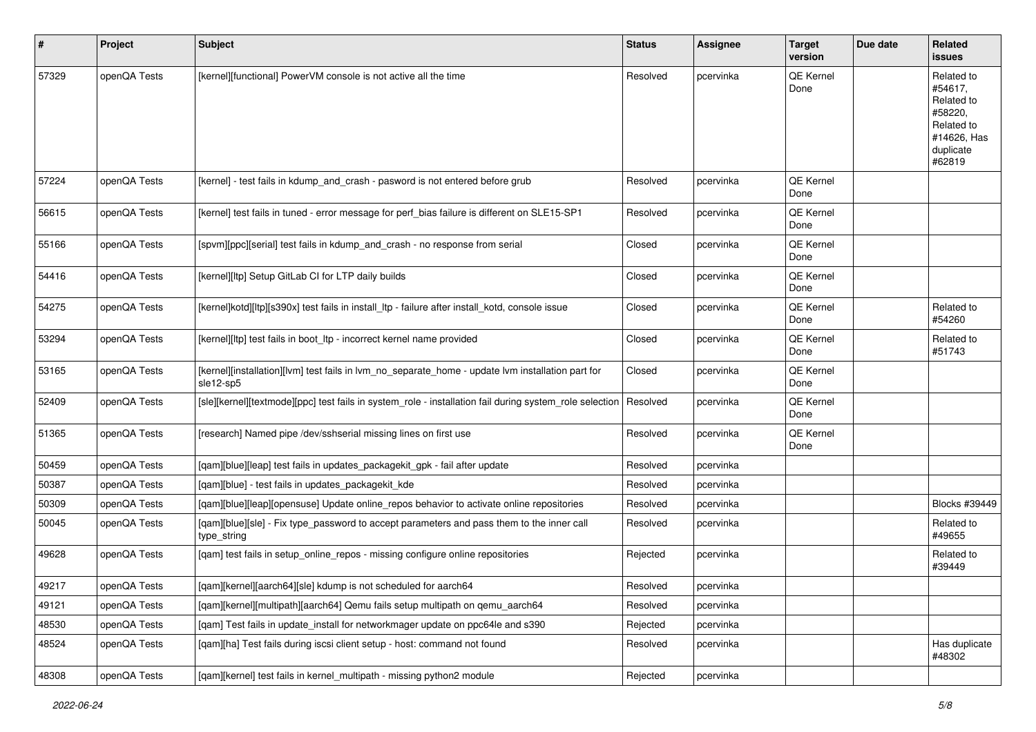| # | Project | Subject | Status | Assignee | Target version | Due date | Related issues |
|---|---|---|---|---|---|---|---|
| 57329 | openQA Tests | [kernel][functional] PowerVM console is not active all the time | Resolved | pcervinka | QE Kernel Done | | Related to #54617, Related to #58220, Related to #14626, Has duplicate #62819 |
| 57224 | openQA Tests | [kernel] - test fails in kdump_and_crash - pasword is not entered before grub | Resolved | pcervinka | QE Kernel Done | | |
| 56615 | openQA Tests | [kernel] test fails in tuned - error message for perf_bias failure is different on SLE15-SP1 | Resolved | pcervinka | QE Kernel Done | | |
| 55166 | openQA Tests | [spvm][ppc][serial] test fails in kdump_and_crash - no response from serial | Closed | pcervinka | QE Kernel Done | | |
| 54416 | openQA Tests | [kernel][ltp] Setup GitLab CI for LTP daily builds | Closed | pcervinka | QE Kernel Done | | |
| 54275 | openQA Tests | [kernel]kotd][ltp][s390x] test fails in install_ltp - failure after install_kotd, console issue | Closed | pcervinka | QE Kernel Done | | Related to #54260 |
| 53294 | openQA Tests | [kernel][ltp] test fails in boot_ltp - incorrect kernel name provided | Closed | pcervinka | QE Kernel Done | | Related to #51743 |
| 53165 | openQA Tests | [kernel][installation][lvm] test fails in lvm_no_separate_home - update lvm installation part for sle12-sp5 | Closed | pcervinka | QE Kernel Done | | |
| 52409 | openQA Tests | [sle][kernel][textmode][ppc] test fails in system_role - installation fail during system_role selection | Resolved | pcervinka | QE Kernel Done | | |
| 51365 | openQA Tests | [research] Named pipe /dev/sshserial missing lines on first use | Resolved | pcervinka | QE Kernel Done | | |
| 50459 | openQA Tests | [qam][blue][leap] test fails in updates_packagekit_gpk - fail after update | Resolved | pcervinka | | | |
| 50387 | openQA Tests | [qam][blue] - test fails in updates_packagekit_kde | Resolved | pcervinka | | | |
| 50309 | openQA Tests | [qam][blue][leap][opensuse] Update online_repos behavior to activate online repositories | Resolved | pcervinka | | | Blocks #39449 |
| 50045 | openQA Tests | [qam][blue][sle] - Fix type_password to accept parameters and pass them to the inner call type_string | Resolved | pcervinka | | | Related to #49655 |
| 49628 | openQA Tests | [qam] test fails in setup_online_repos - missing configure online repositories | Rejected | pcervinka | | | Related to #39449 |
| 49217 | openQA Tests | [qam][kernel][aarch64][sle] kdump is not scheduled for aarch64 | Resolved | pcervinka | | | |
| 49121 | openQA Tests | [qam][kernel][multipath][aarch64] Qemu fails setup multipath on qemu_aarch64 | Resolved | pcervinka | | | |
| 48530 | openQA Tests | [qam] Test fails in update_install for networkmager update on ppc64le and s390 | Rejected | pcervinka | | | |
| 48524 | openQA Tests | [qam][ha] Test fails during iscsi client setup - host: command not found | Resolved | pcervinka | | | Has duplicate #48302 |
| 48308 | openQA Tests | [qam][kernel] test fails in kernel_multipath - missing python2 module | Rejected | pcervinka | | | |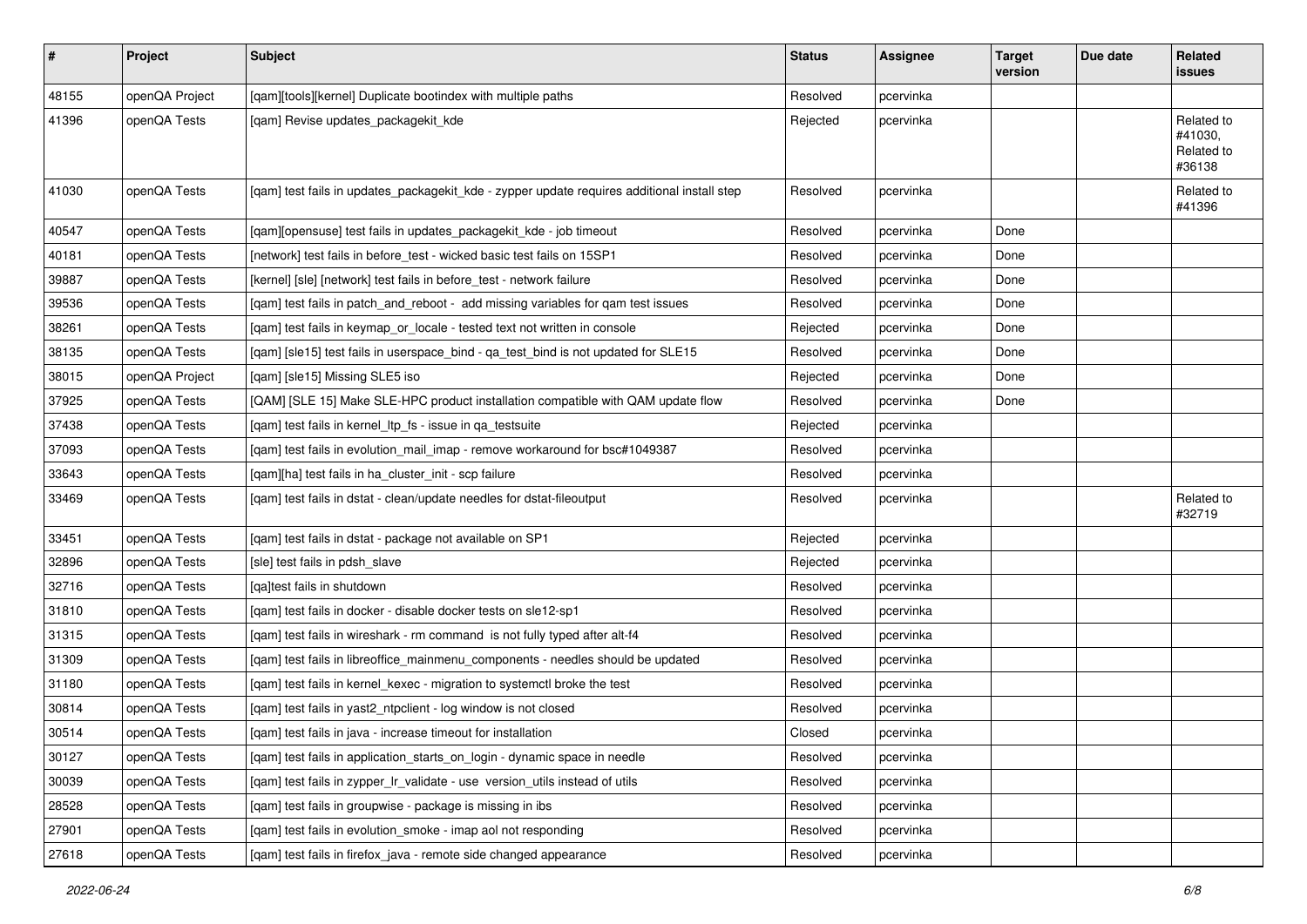| # | Project | Subject | Status | Assignee | Target version | Due date | Related issues |
|---|---|---|---|---|---|---|---|
| 48155 | openQA Project | [qam][tools][kernel] Duplicate bootindex with multiple paths | Resolved | pcervinka | | | |
| 41396 | openQA Tests | [qam] Revise updates_packagekit_kde | Rejected | pcervinka | | | Related to #41030, Related to #36138 |
| 41030 | openQA Tests | [qam] test fails in updates_packagekit_kde - zypper update requires additional install step | Resolved | pcervinka | | | Related to #41396 |
| 40547 | openQA Tests | [qam][opensuse] test fails in updates_packagekit_kde - job timeout | Resolved | pcervinka | Done | | |
| 40181 | openQA Tests | [network] test fails in before_test - wicked basic test fails on 15SP1 | Resolved | pcervinka | Done | | |
| 39887 | openQA Tests | [kernel] [sle] [network] test fails in before_test - network failure | Resolved | pcervinka | Done | | |
| 39536 | openQA Tests | [qam] test fails in patch_and_reboot - add missing variables for qam test issues | Resolved | pcervinka | Done | | |
| 38261 | openQA Tests | [qam] test fails in keymap_or_locale - tested text not written in console | Rejected | pcervinka | Done | | |
| 38135 | openQA Tests | [qam] [sle15] test fails in userspace_bind - qa_test_bind is not updated for SLE15 | Resolved | pcervinka | Done | | |
| 38015 | openQA Project | [qam] [sle15] Missing SLE5 iso | Rejected | pcervinka | Done | | |
| 37925 | openQA Tests | [QAM] [SLE 15] Make SLE-HPC product installation compatible with QAM update flow | Resolved | pcervinka | Done | | |
| 37438 | openQA Tests | [qam] test fails in kernel_ltp_fs - issue in qa_testsuite | Rejected | pcervinka | | | |
| 37093 | openQA Tests | [qam] test fails in evolution_mail_imap - remove workaround for bsc#1049387 | Resolved | pcervinka | | | |
| 33643 | openQA Tests | [qam][ha] test fails in ha_cluster_init - scp failure | Resolved | pcervinka | | | |
| 33469 | openQA Tests | [qam] test fails in dstat - clean/update needles for dstat-fileoutput | Resolved | pcervinka | | | Related to #32719 |
| 33451 | openQA Tests | [qam] test fails in dstat - package not available on SP1 | Rejected | pcervinka | | | |
| 32896 | openQA Tests | [sle] test fails in pdsh_slave | Rejected | pcervinka | | | |
| 32716 | openQA Tests | [qa]test fails in shutdown | Resolved | pcervinka | | | |
| 31810 | openQA Tests | [qam] test fails in docker - disable docker tests on sle12-sp1 | Resolved | pcervinka | | | |
| 31315 | openQA Tests | [qam] test fails in wireshark - rm command is not fully typed after alt-f4 | Resolved | pcervinka | | | |
| 31309 | openQA Tests | [qam] test fails in libreoffice_mainmenu_components - needles should be updated | Resolved | pcervinka | | | |
| 31180 | openQA Tests | [qam] test fails in kernel_kexec - migration to systemctl broke the test | Resolved | pcervinka | | | |
| 30814 | openQA Tests | [qam] test fails in yast2_ntpclient - log window is not closed | Resolved | pcervinka | | | |
| 30514 | openQA Tests | [qam] test fails in java - increase timeout for installation | Closed | pcervinka | | | |
| 30127 | openQA Tests | [qam] test fails in application_starts_on_login - dynamic space in needle | Resolved | pcervinka | | | |
| 30039 | openQA Tests | [qam] test fails in zypper_lr_validate - use version_utils instead of utils | Resolved | pcervinka | | | |
| 28528 | openQA Tests | [qam] test fails in groupwise - package is missing in ibs | Resolved | pcervinka | | | |
| 27901 | openQA Tests | [qam] test fails in evolution_smoke - imap aol not responding | Resolved | pcervinka | | | |
| 27618 | openQA Tests | [qam] test fails in firefox_java - remote side changed appearance | Resolved | pcervinka | | | |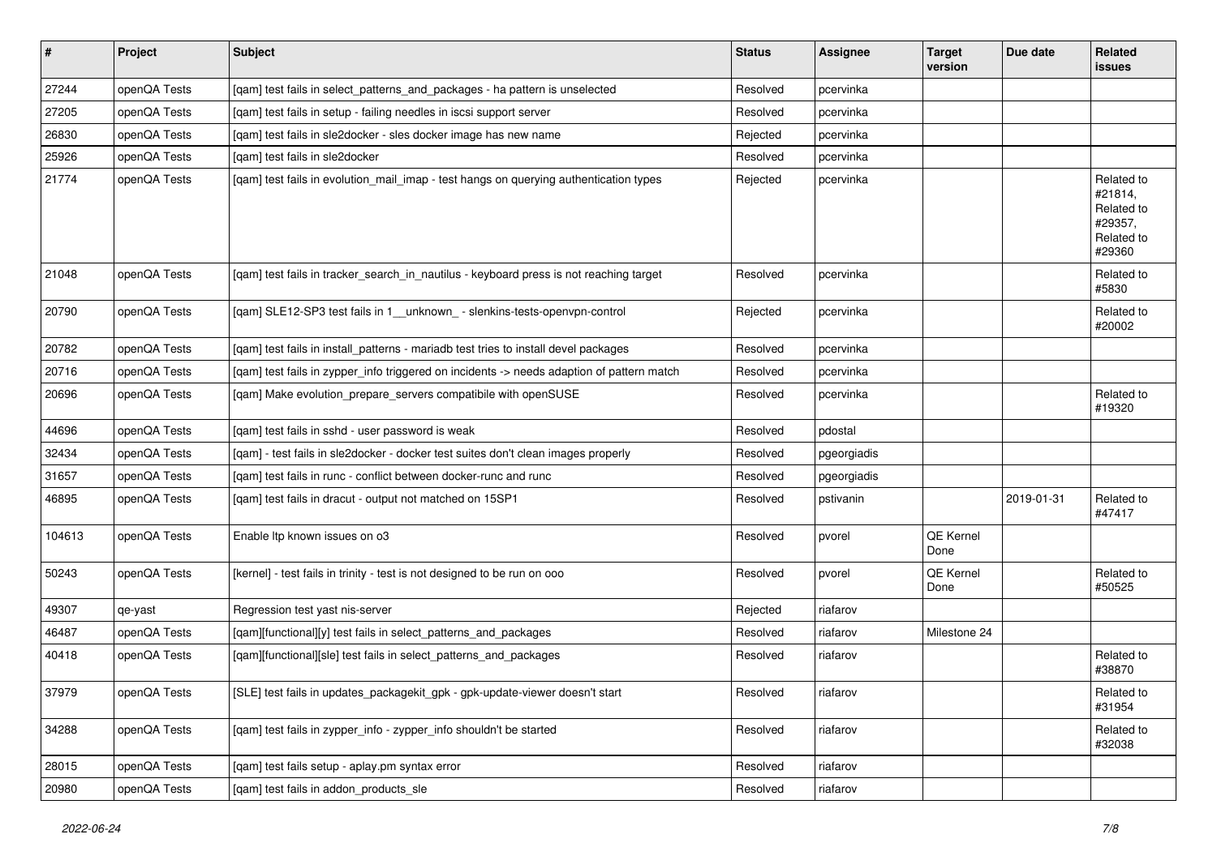| # | Project | Subject | Status | Assignee | Target version | Due date | Related issues |
|---|---|---|---|---|---|---|---|
| 27244 | openQA Tests | [qam] test fails in select_patterns_and_packages - ha pattern is unselected | Resolved | pcervinka | | | |
| 27205 | openQA Tests | [qam] test fails in setup - failing needles in iscsi support server | Resolved | pcervinka | | | |
| 26830 | openQA Tests | [qam] test fails in sle2docker - sles docker image has new name | Rejected | pcervinka | | | |
| 25926 | openQA Tests | [qam] test fails in sle2docker | Resolved | pcervinka | | | |
| 21774 | openQA Tests | [qam] test fails in evolution_mail_imap - test hangs on querying authentication types | Rejected | pcervinka | | | Related to #21814, Related to #29357, Related to #29360 |
| 21048 | openQA Tests | [qam] test fails in tracker_search_in_nautilus - keyboard press is not reaching target | Resolved | pcervinka | | | Related to #5830 |
| 20790 | openQA Tests | [qam] SLE12-SP3 test fails in 1__unknown_ - slenkins-tests-openvpn-control | Rejected | pcervinka | | | Related to #20002 |
| 20782 | openQA Tests | [qam] test fails in install_patterns - mariadb test tries to install devel packages | Resolved | pcervinka | | | |
| 20716 | openQA Tests | [qam] test fails in zypper_info triggered on incidents -> needs adaption of pattern match | Resolved | pcervinka | | | |
| 20696 | openQA Tests | [qam] Make evolution_prepare_servers compatibile with openSUSE | Resolved | pcervinka | | | Related to #19320 |
| 44696 | openQA Tests | [qam] test fails in sshd - user password is weak | Resolved | pdostal | | | |
| 32434 | openQA Tests | [qam] - test fails in sle2docker - docker test suites don't clean images properly | Resolved | pgeorgiadis | | | |
| 31657 | openQA Tests | [qam] test fails in runc - conflict between docker-runc and runc | Resolved | pgeorgiadis | | | |
| 46895 | openQA Tests | [qam] test fails in dracut - output not matched on 15SP1 | Resolved | pstivanin | | 2019-01-31 | Related to #47417 |
| 104613 | openQA Tests | Enable ltp known issues on o3 | Resolved | pvorel | QE Kernel Done | | |
| 50243 | openQA Tests | [kernel] - test fails in trinity - test is not designed to be run on ooo | Resolved | pvorel | QE Kernel Done | | Related to #50525 |
| 49307 | qe-yast | Regression test yast nis-server | Rejected | riafarov | | | |
| 46487 | openQA Tests | [qam][functional][y] test fails in select_patterns_and_packages | Resolved | riafarov | Milestone 24 | | |
| 40418 | openQA Tests | [qam][functional][sle] test fails in select_patterns_and_packages | Resolved | riafarov | | | Related to #38870 |
| 37979 | openQA Tests | [SLE] test fails in updates_packagekit_gpk - gpk-update-viewer doesn't start | Resolved | riafarov | | | Related to #31954 |
| 34288 | openQA Tests | [qam] test fails in zypper_info - zypper_info shouldn't be started | Resolved | riafarov | | | Related to #32038 |
| 28015 | openQA Tests | [qam] test fails setup - aplay.pm syntax error | Resolved | riafarov | | | |
| 20980 | openQA Tests | [qam] test fails in addon_products_sle | Resolved | riafarov | | | |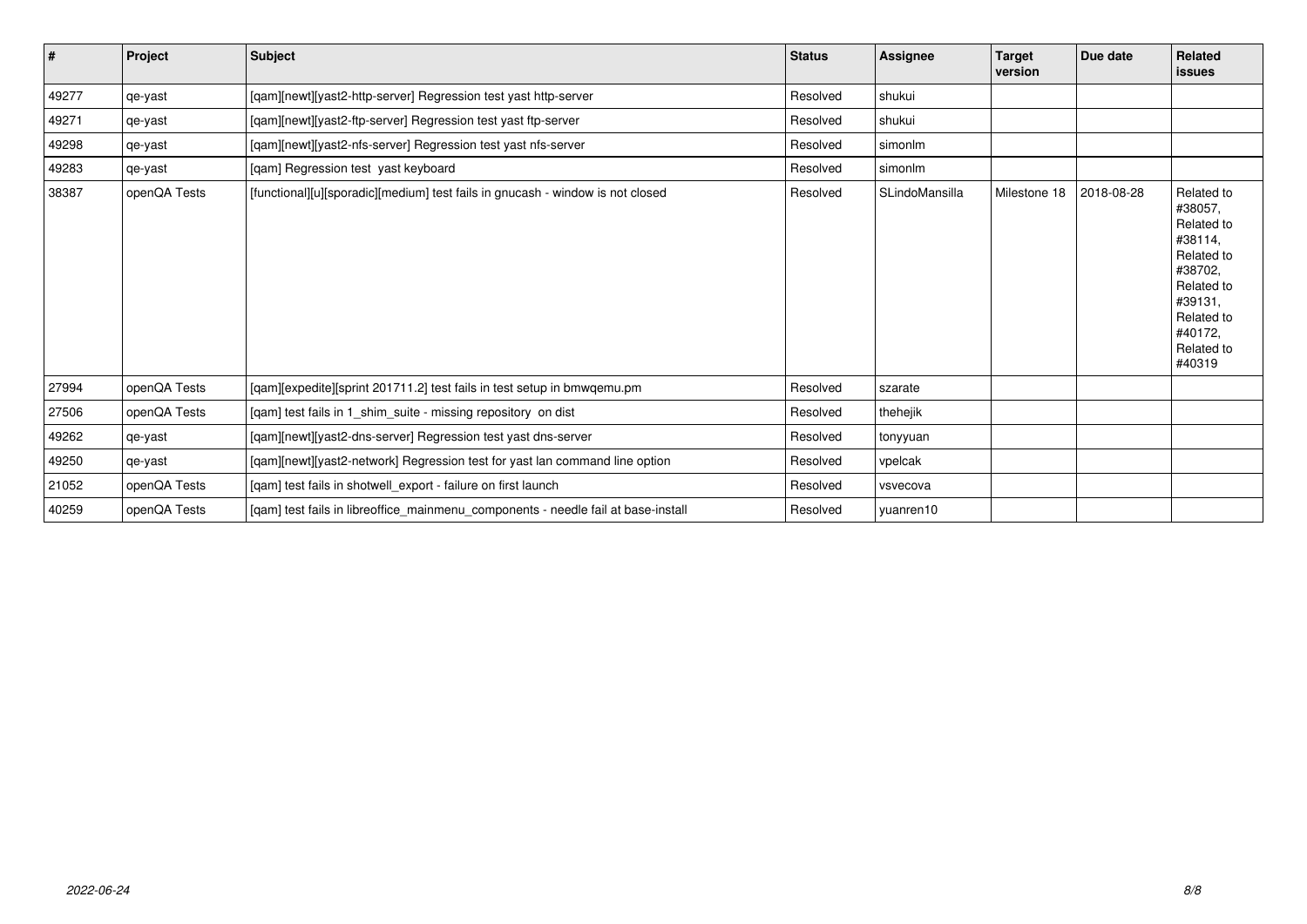| # | Project | Subject | Status | Assignee | Target version | Due date | Related issues |
|---|---|---|---|---|---|---|---|
| 49277 | qe-yast | [qam][newt][yast2-http-server] Regression test yast http-server | Resolved | shukui | | | |
| 49271 | qe-yast | [qam][newt][yast2-ftp-server] Regression test yast ftp-server | Resolved | shukui | | | |
| 49298 | qe-yast | [qam][newt][yast2-nfs-server] Regression test yast nfs-server | Resolved | simonlm | | | |
| 49283 | qe-yast | [qam] Regression test  yast keyboard | Resolved | simonlm | | | |
| 38387 | openQA Tests | [functional][u][sporadic][medium] test fails in gnucash - window is not closed | Resolved | SLindoMansilla | Milestone 18 | 2018-08-28 | Related to #38057, Related to #38114, Related to #38702, Related to #39131, Related to #40172, Related to #40319 |
| 27994 | openQA Tests | [qam][expedite][sprint 201711.2] test fails in test setup in bmwqemu.pm | Resolved | szarate | | | |
| 27506 | openQA Tests | [qam] test fails in 1_shim_suite - missing repository  on dist | Resolved | thehejik | | | |
| 49262 | qe-yast | [qam][newt][yast2-dns-server] Regression test yast dns-server | Resolved | tonyyuan | | | |
| 49250 | qe-yast | [qam][newt][yast2-network] Regression test for yast lan command line option | Resolved | vpelcak | | | |
| 21052 | openQA Tests | [qam] test fails in shotwell_export - failure on first launch | Resolved | vsvecova | | | |
| 40259 | openQA Tests | [qam] test fails in libreoffice_mainmenu_components - needle fail at base-install | Resolved | yuanren10 | | | |